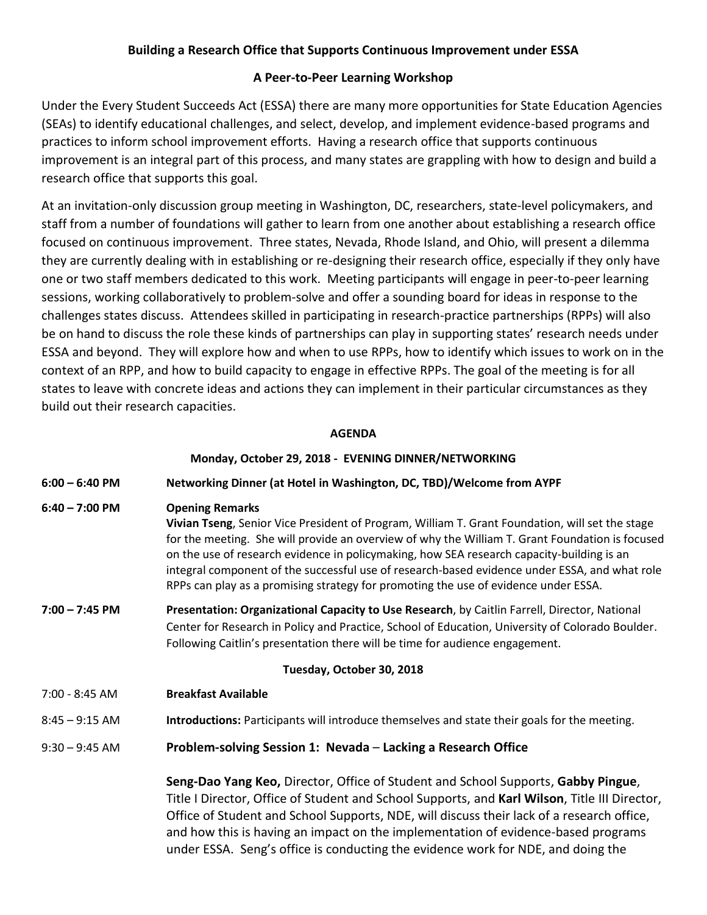# Building a Research Office that Supports Continuous Improvement under ESSA

## A Peer-to-Peer Learning Workshop

Under the Every Student Succeeds Act (ESSA) there are many more opportunities for State Education Agencies (SEAs) to identify educational challenges, and select, develop, and implement evidence-based programs and practices to inform school improvement efforts. Having a research office that supports continuous improvement is an integral part of this process, and many states are grappling with how to design and build a research office that supports this goal.

At an invitation-only discussion group meeting in Washington, DC, researchers, state-level policymakers, and staff from a number of foundations will gather to learn from one another about establishing a research office focused on continuous improvement. Three states, Nevada, Rhode Island, and Ohio, will present a dilemma they are currently dealing with in establishing or re-designing their research office, especially if they only have one or two staff members dedicated to this work. Meeting participants will engage in peer-to-peer learning sessions, working collaboratively to problem-solve and offer a sounding board for ideas in response to the challenges states discuss. Attendees skilled in participating in research-practice partnerships (RPPs) will also be on hand to discuss the role these kinds of partnerships can play in supporting states' research needs under ESSA and beyond. They will explore how and when to use RPPs, how to identify which issues to work on in the context of an RPP, and how to build capacity to engage in effective RPPs. The goal of the meeting is for all states to leave with concrete ideas and actions they can implement in their particular circumstances as they build out their research capacities.

### AGENDA

#### Monday, October 29, 2018 - EVENING DINNER/NETWORKING

**6:00 – 6:40 PM** — **Networking Dinner (at Hotel in Washington, DC, TBD)/Welcome from AYPF**

**6:40 – 7:00 PM** — **Opening Remarks**
**Vivian Tseng**, Senior Vice President of Program, William T. Grant Foundation, will set the stage for the meeting. She will provide an overview of why the William T. Grant Foundation is focused on the use of research evidence in policymaking, how SEA research capacity-building is an integral component of the successful use of research-based evidence under ESSA, and what role RPPs can play as a promising strategy for promoting the use of evidence under ESSA.

**7:00 – 7:45 PM** — **Presentation: Organizational Capacity to Use Research**, by Caitlin Farrell, Director, National Center for Research in Policy and Practice, School of Education, University of Colorado Boulder. Following Caitlin's presentation there will be time for audience engagement.

#### Tuesday, October 30, 2018

7:00 - 8:45 AM — **Breakfast Available**

8:45 – 9:15 AM — **Introductions:** Participants will introduce themselves and state their goals for the meeting.

9:30 – 9:45 AM — **Problem-solving Session 1: Nevada – Lacking a Research Office**

**Seng-Dao Yang Keo,** Director, Office of Student and School Supports, **Gabby Pingue**, Title I Director, Office of Student and School Supports, and **Karl Wilson**, Title III Director, Office of Student and School Supports, NDE, will discuss their lack of a research office, and how this is having an impact on the implementation of evidence-based programs under ESSA. Seng's office is conducting the evidence work for NDE, and doing the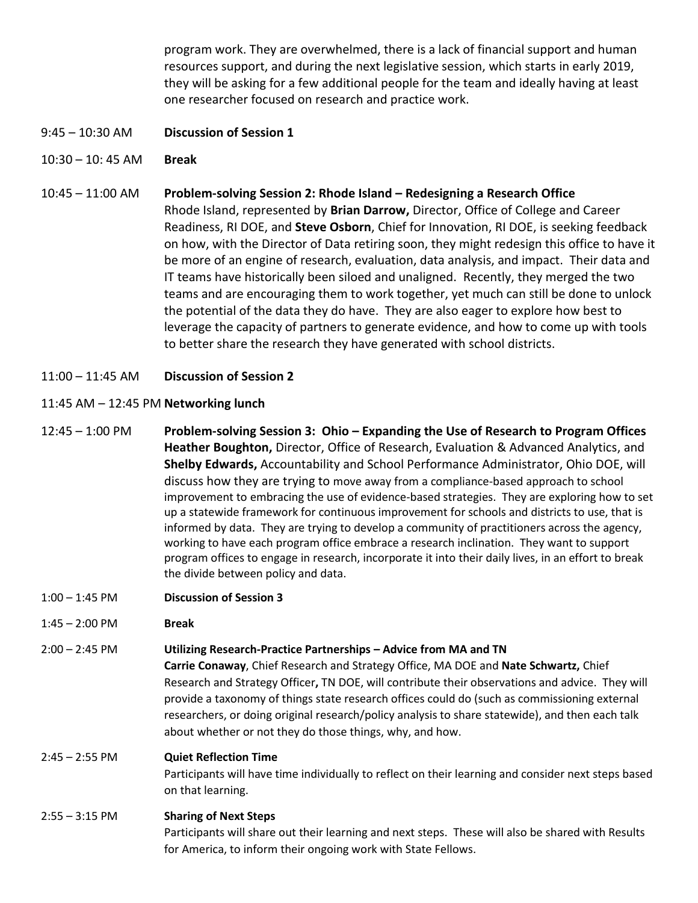program work. They are overwhelmed, there is a lack of financial support and human resources support, and during the next legislative session, which starts in early 2019, they will be asking for a few additional people for the team and ideally having at least one researcher focused on research and practice work.

9:45 – 10:30 AM **Discussion of Session 1**

10:30 – 10: 45 AM **Break**

10:45 – 11:00 AM **Problem-solving Session 2: Rhode Island – Redesigning a Research Office**
Rhode Island, represented by **Brian Darrow,** Director, Office of College and Career Readiness, RI DOE, and **Steve Osborn**, Chief for Innovation, RI DOE, is seeking feedback on how, with the Director of Data retiring soon, they might redesign this office to have it be more of an engine of research, evaluation, data analysis, and impact. Their data and IT teams have historically been siloed and unaligned. Recently, they merged the two teams and are encouraging them to work together, yet much can still be done to unlock the potential of the data they do have. They are also eager to explore how best to leverage the capacity of partners to generate evidence, and how to come up with tools to better share the research they have generated with school districts.

11:00 – 11:45 AM **Discussion of Session 2**

11:45 AM – 12:45 PM **Networking lunch**

12:45 – 1:00 PM **Problem-solving Session 3: Ohio – Expanding the Use of Research to Program Offices**
**Heather Boughton,** Director, Office of Research, Evaluation & Advanced Analytics, and **Shelby Edwards,** Accountability and School Performance Administrator, Ohio DOE, will discuss how they are trying to move away from a compliance-based approach to school improvement to embracing the use of evidence-based strategies. They are exploring how to set up a statewide framework for continuous improvement for schools and districts to use, that is informed by data. They are trying to develop a community of practitioners across the agency, working to have each program office embrace a research inclination. They want to support program offices to engage in research, incorporate it into their daily lives, in an effort to break the divide between policy and data.

1:00 – 1:45 PM **Discussion of Session 3**

1:45 – 2:00 PM **Break**

2:00 – 2:45 PM **Utilizing Research-Practice Partnerships – Advice from MA and TN**
**Carrie Conaway**, Chief Research and Strategy Office, MA DOE and **Nate Schwartz,** Chief Research and Strategy Officer**,** TN DOE, will contribute their observations and advice. They will provide a taxonomy of things state research offices could do (such as commissioning external researchers, or doing original research/policy analysis to share statewide), and then each talk about whether or not they do those things, why, and how.

2:45 – 2:55 PM **Quiet Reflection Time**
Participants will have time individually to reflect on their learning and consider next steps based on that learning.

2:55 – 3:15 PM **Sharing of Next Steps**
Participants will share out their learning and next steps. These will also be shared with Results for America, to inform their ongoing work with State Fellows.